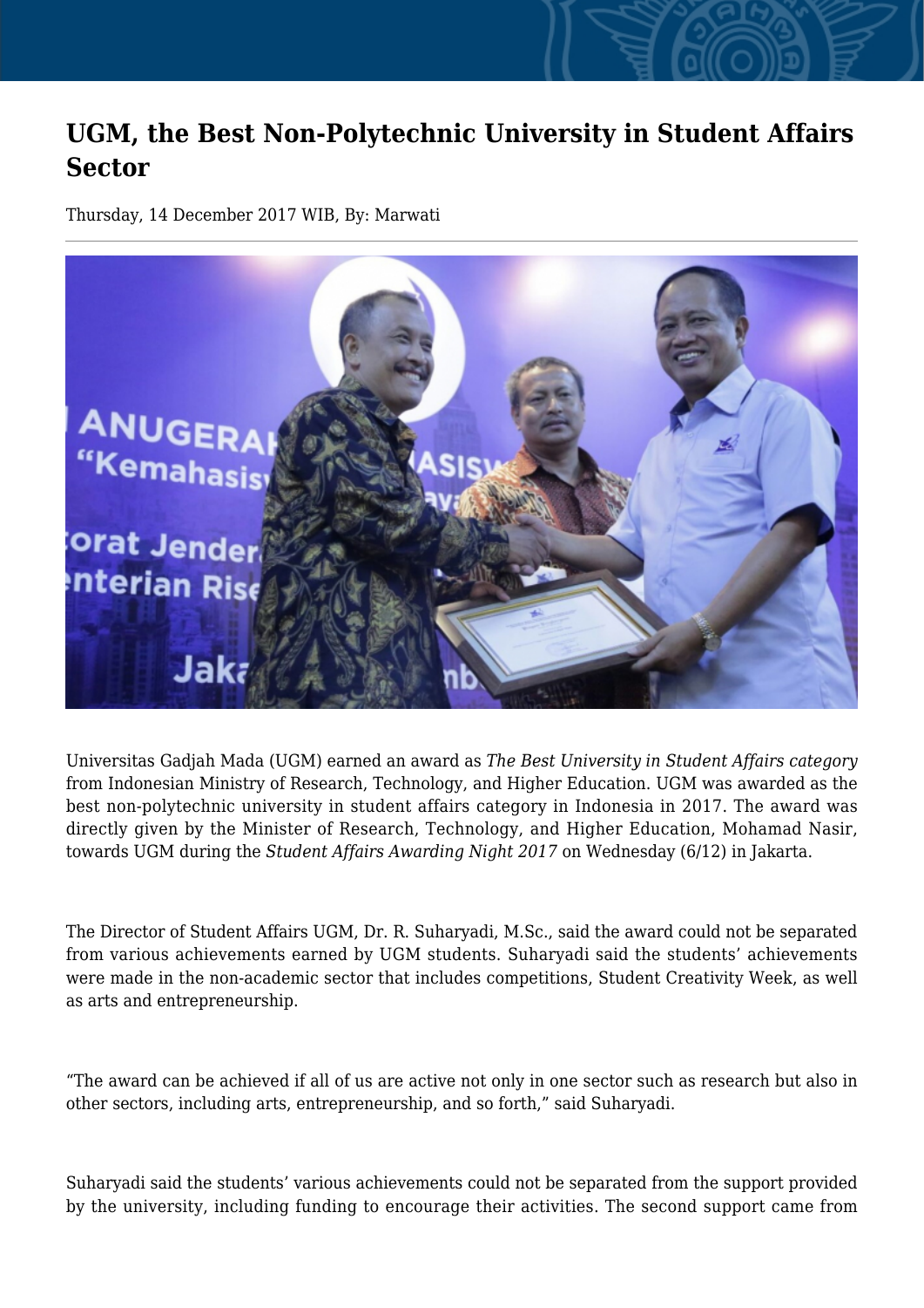# UGM, the Best Non-Polytechnic University in Student Affairs Sector

Thursday, 14 December 2017 WIB, By: Marwati

Universitas Gadjah Mada (UGM) earned an award as *The Best University in Student Affairs category* from Indonesian Ministry of Research, Technology, and Higher Education. UGM was awarded as the best non-polytechnic university in student affairs category in Indonesia in 2017. The award was directly given by the Minister of Research, Technology, and Higher Education, Mohamad Nasir, towards UGM during the *Student Affairs Awarding Night 2017* on Wednesday (6/12) in Jakarta.

The Director of Student Affairs UGM, Dr. R. Suharyadi, M.Sc., said the award could not be separated from various achievements earned by UGM students. Suharyadi said the students' achievements were made in the non-academic sector that includes competitions, Student Creativity Week, as well as arts and entrepreneurship.

"The award can be achieved if all of us are active not only in one sector such as research but also in other sectors, including arts, entrepreneurship, and so forth," said Suharyadi.

Suharyadi said the students' various achievements could not be separated from the support provided by the university, including funding to encourage their activities. The second support came from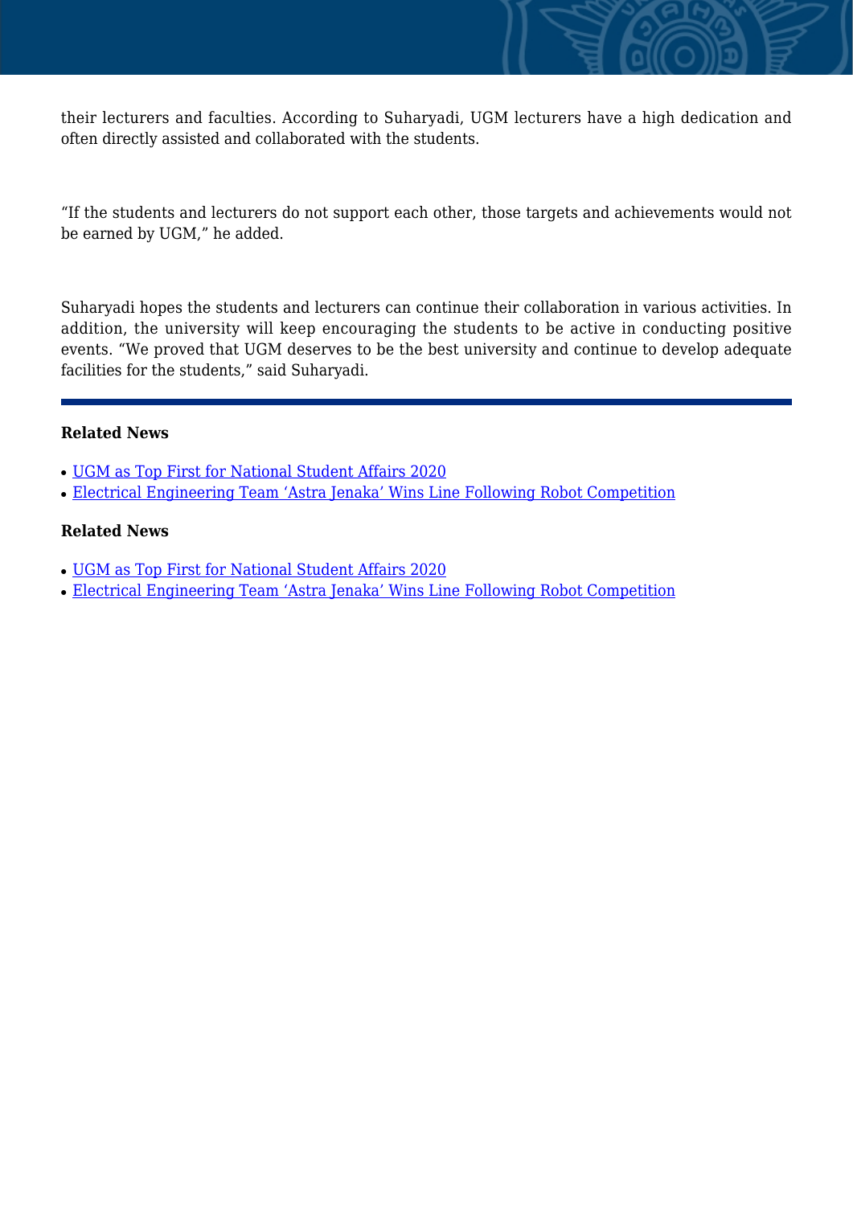their lecturers and faculties. According to Suharyadi, UGM lecturers have a high dedication and often directly assisted and collaborated with the students.

"If the students and lecturers do not support each other, those targets and achievements would not be earned by UGM," he added.

Suharyadi hopes the students and lecturers can continue their collaboration in various activities. In addition, the university will keep encouraging the students to be active in conducting positive events. "We proved that UGM deserves to be the best university and continue to develop adequate facilities for the students," said Suharyadi.

---

**Related News**

- UGM as Top First for National Student Affairs 2020
- Electrical Engineering Team 'Astra Jenaka' Wins Line Following Robot Competition

**Related News**

- UGM as Top First for National Student Affairs 2020
- Electrical Engineering Team 'Astra Jenaka' Wins Line Following Robot Competition